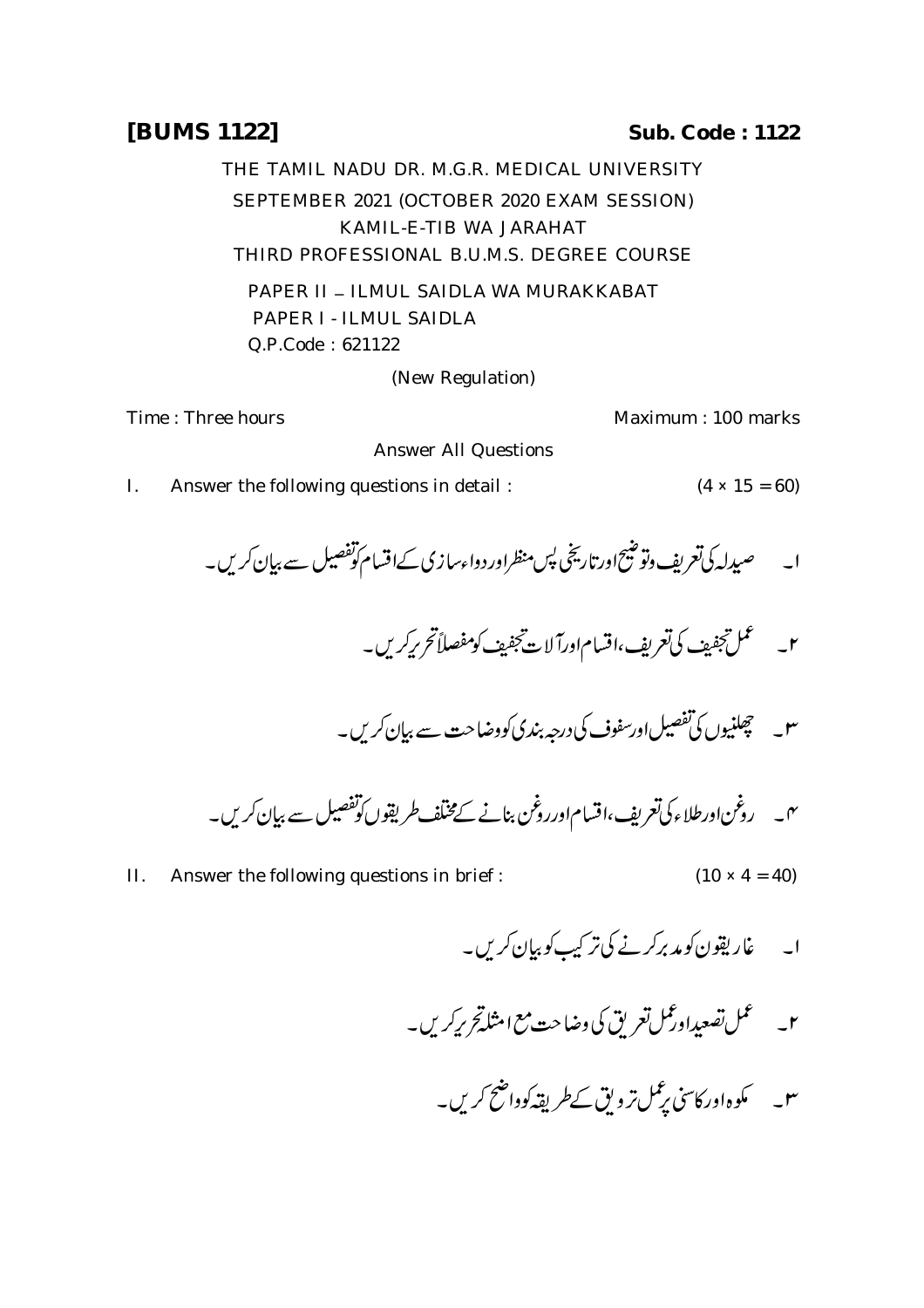**[BUMS 1122]** **Sub. Code : 1122**

THE TAMIL NADU DR. M.G.R. MEDICAL UNIVERSITY

SEPTEMBER 2021 (OCTOBER 2020 EXAM SESSION)

KAMIL-E-TIB WA JARAHAT

THIRD PROFESSIONAL B.U.M.S. DEGREE COURSE

PAPER II – ILMUL SAIDLA WA MURAKKABAT

PAPER I - ILMUL SAIDLA

Q.P.Code : 621122

(New Regulation)

Time : Three hours Maximum : 100 marks

Answer All Questions

I. Answer the following questions in detail : (4 × 15 = 60)

۱۔ صیدلہ کی تعریف و توضیح اور تاریخی پس منظر اور دواء سازی کے اقسام کو تفصیل سے بیان کریں۔

۲۔ عمل تجفیف کی تعریف، اقسام اور آلات تجفیف کو مفصلاً تحریر کریں۔

۳۔ چھلنیوں کی تفصیل اور سفوف کی درجہ بندی کو وضاحت سے بیان کریں۔

۴۔ روغن اور طلاء کی تعریف، اقسام اور روغن بنانے کے مختلف طریقوں کو تفصیل سے بیان کریں۔

II. Answer the following questions in brief : (10 × 4 = 40)

۱۔ غاریقون کو مدبر کرنے کی ترکیب کو بیان کریں۔

۲۔ عمل تصعید اور عمل تعریق کی وضاحت مع امثلہ تحریر کریں۔

۳۔ مکوہ اور کاسنی پر عمل ترویق کے طریقہ کو واضح کریں۔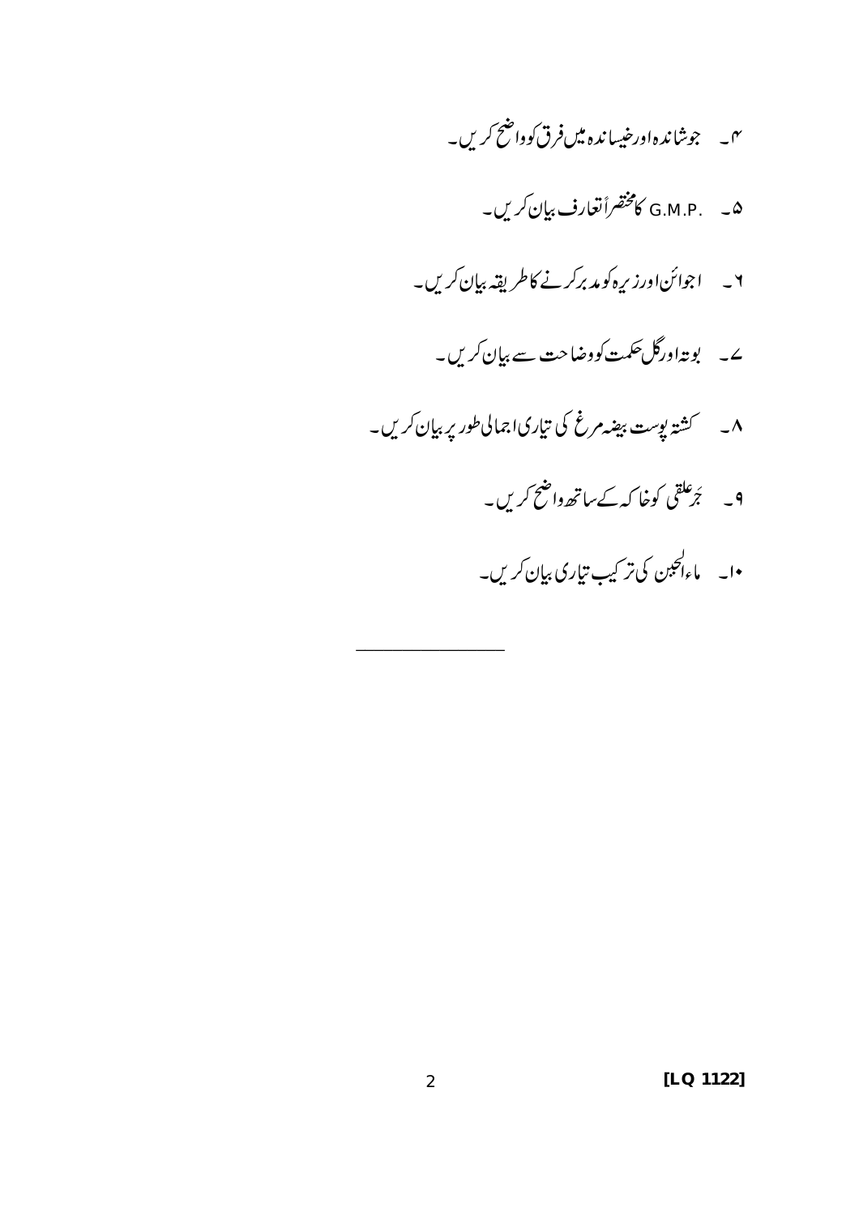۴۔ جوشاندہ اور خیساندہ میں فرق کو واضح کریں۔

۵۔ G.M.P. کا مختصراً تعارف بیان کریں۔

۶۔ اجوائن اور زیرہ کو مدبر کرنے کا طریقہ بیان کریں۔

۷۔ بوتہ اور گل حکمت کو وضاحت سے بیان کریں۔

۸۔ کشتہ پوست بیضہ مرغ کی تیاری اجمالی طور پر بیان کریں۔

۹۔ جَرعلقی کو خاکہ کے ساتھ واضح کریں۔

۱۰۔ ماءالجبن کی ترکیب تیاری بیان کریں۔

---

[LQ 1122]